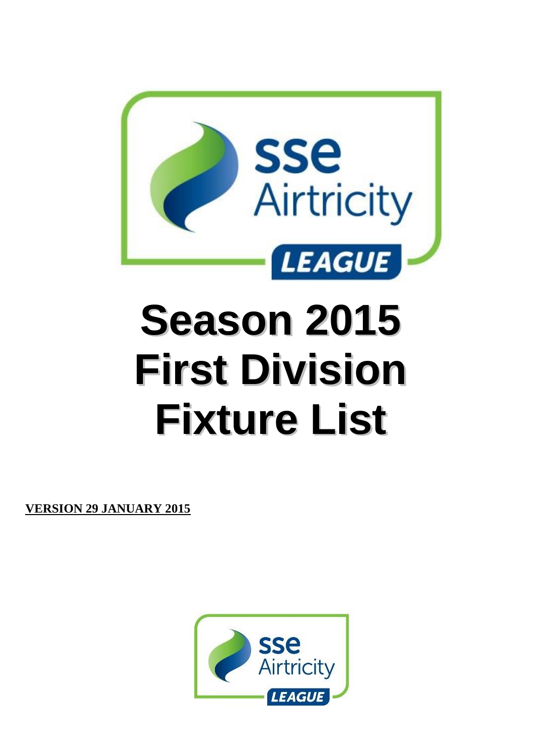# Season 2015 First Division Fixture List

**VERSION 29 JANUARY 2015**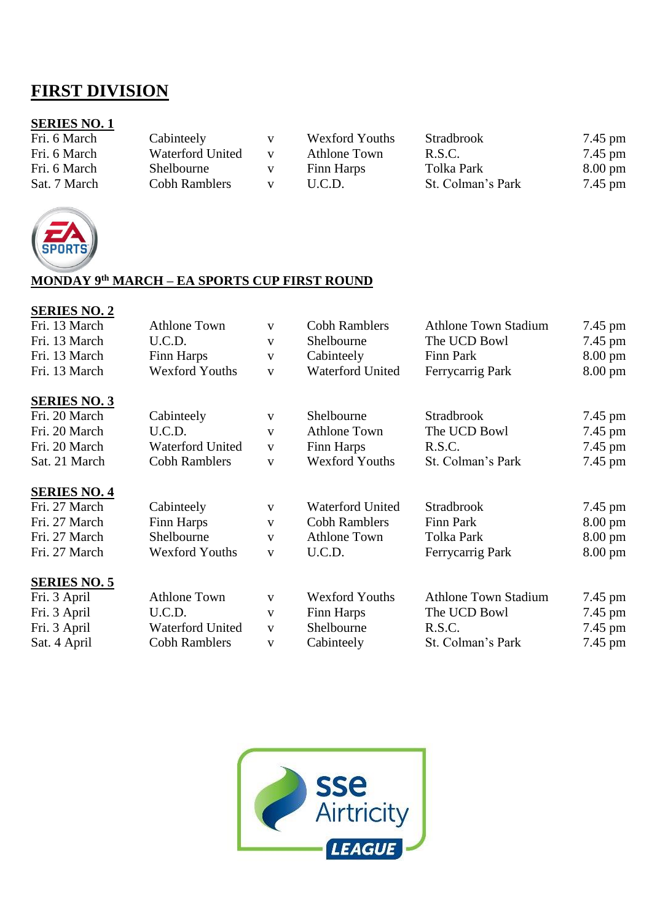# FIRST DIVISION

**SERIES NO. 1**

| | | | | | |
|---|---|---|---|---|---|
| Fri. 6 March | Cabinteely | v | Wexford Youths | Stradbrook | 7.45 pm |
| Fri. 6 March | Waterford United | v | Athlone Town | R.S.C. | 7.45 pm |
| Fri. 6 March | Shelbourne | v | Finn Harps | Tolka Park | 8.00 pm |
| Sat. 7 March | Cobh Ramblers | v | U.C.D. | St. Colman's Park | 7.45 pm |

**MONDAY 9th MARCH – EA SPORTS CUP FIRST ROUND**

**SERIES NO. 2**

| | | | | | |
|---|---|---|---|---|---|
| Fri. 13 March | Athlone Town | v | Cobh Ramblers | Athlone Town Stadium | 7.45 pm |
| Fri. 13 March | U.C.D. | v | Shelbourne | The UCD Bowl | 7.45 pm |
| Fri. 13 March | Finn Harps | v | Cabinteely | Finn Park | 8.00 pm |
| Fri. 13 March | Wexford Youths | v | Waterford United | Ferrycarrig Park | 8.00 pm |

**SERIES NO. 3**

| | | | | | |
|---|---|---|---|---|---|
| Fri. 20 March | Cabinteely | v | Shelbourne | Stradbrook | 7.45 pm |
| Fri. 20 March | U.C.D. | v | Athlone Town | The UCD Bowl | 7.45 pm |
| Fri. 20 March | Waterford United | v | Finn Harps | R.S.C. | 7.45 pm |
| Sat. 21 March | Cobh Ramblers | v | Wexford Youths | St. Colman's Park | 7.45 pm |

**SERIES NO. 4**

| | | | | | |
|---|---|---|---|---|---|
| Fri. 27 March | Cabinteely | v | Waterford United | Stradbrook | 7.45 pm |
| Fri. 27 March | Finn Harps | v | Cobh Ramblers | Finn Park | 8.00 pm |
| Fri. 27 March | Shelbourne | v | Athlone Town | Tolka Park | 8.00 pm |
| Fri. 27 March | Wexford Youths | v | U.C.D. | Ferrycarrig Park | 8.00 pm |

**SERIES NO. 5**

| | | | | | |
|---|---|---|---|---|---|
| Fri. 3 April | Athlone Town | v | Wexford Youths | Athlone Town Stadium | 7.45 pm |
| Fri. 3 April | U.C.D. | v | Finn Harps | The UCD Bowl | 7.45 pm |
| Fri. 3 April | Waterford United | v | Shelbourne | R.S.C. | 7.45 pm |
| Sat. 4 April | Cobh Ramblers | v | Cabinteely | St. Colman's Park | 7.45 pm |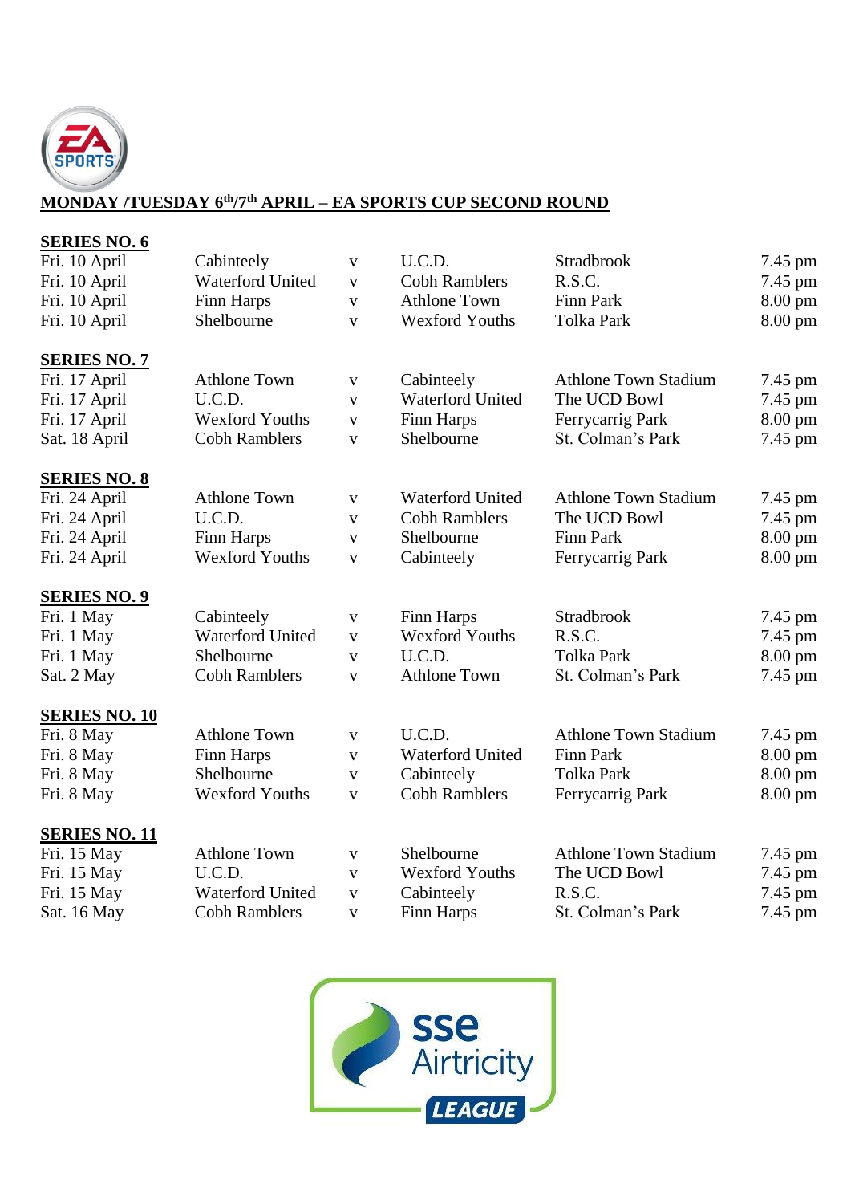**MONDAY /TUESDAY 6th/7th APRIL – EA SPORTS CUP SECOND ROUND**

**SERIES NO. 6**

| | | | | | |
|---|---|---|---|---|---|
| Fri. 10 April | Cabinteely | v | U.C.D. | Stradbrook | 7.45 pm |
| Fri. 10 April | Waterford United | v | Cobh Ramblers | R.S.C. | 7.45 pm |
| Fri. 10 April | Finn Harps | v | Athlone Town | Finn Park | 8.00 pm |
| Fri. 10 April | Shelbourne | v | Wexford Youths | Tolka Park | 8.00 pm |

**SERIES NO. 7**

| | | | | | |
|---|---|---|---|---|---|
| Fri. 17 April | Athlone Town | v | Cabinteely | Athlone Town Stadium | 7.45 pm |
| Fri. 17 April | U.C.D. | v | Waterford United | The UCD Bowl | 7.45 pm |
| Fri. 17 April | Wexford Youths | v | Finn Harps | Ferrycarrig Park | 8.00 pm |
| Sat. 18 April | Cobh Ramblers | v | Shelbourne | St. Colman's Park | 7.45 pm |

**SERIES NO. 8**

| | | | | | |
|---|---|---|---|---|---|
| Fri. 24 April | Athlone Town | v | Waterford United | Athlone Town Stadium | 7.45 pm |
| Fri. 24 April | U.C.D. | v | Cobh Ramblers | The UCD Bowl | 7.45 pm |
| Fri. 24 April | Finn Harps | v | Shelbourne | Finn Park | 8.00 pm |
| Fri. 24 April | Wexford Youths | v | Cabinteely | Ferrycarrig Park | 8.00 pm |

**SERIES NO. 9**

| | | | | | |
|---|---|---|---|---|---|
| Fri. 1 May | Cabinteely | v | Finn Harps | Stradbrook | 7.45 pm |
| Fri. 1 May | Waterford United | v | Wexford Youths | R.S.C. | 7.45 pm |
| Fri. 1 May | Shelbourne | v | U.C.D. | Tolka Park | 8.00 pm |
| Sat. 2 May | Cobh Ramblers | v | Athlone Town | St. Colman's Park | 7.45 pm |

**SERIES NO. 10**

| | | | | | |
|---|---|---|---|---|---|
| Fri. 8 May | Athlone Town | v | U.C.D. | Athlone Town Stadium | 7.45 pm |
| Fri. 8 May | Finn Harps | v | Waterford United | Finn Park | 8.00 pm |
| Fri. 8 May | Shelbourne | v | Cabinteely | Tolka Park | 8.00 pm |
| Fri. 8 May | Wexford Youths | v | Cobh Ramblers | Ferrycarrig Park | 8.00 pm |

**SERIES NO. 11**

| | | | | | |
|---|---|---|---|---|---|
| Fri. 15 May | Athlone Town | v | Shelbourne | Athlone Town Stadium | 7.45 pm |
| Fri. 15 May | U.C.D. | v | Wexford Youths | The UCD Bowl | 7.45 pm |
| Fri. 15 May | Waterford United | v | Cabinteely | R.S.C. | 7.45 pm |
| Sat. 16 May | Cobh Ramblers | v | Finn Harps | St. Colman's Park | 7.45 pm |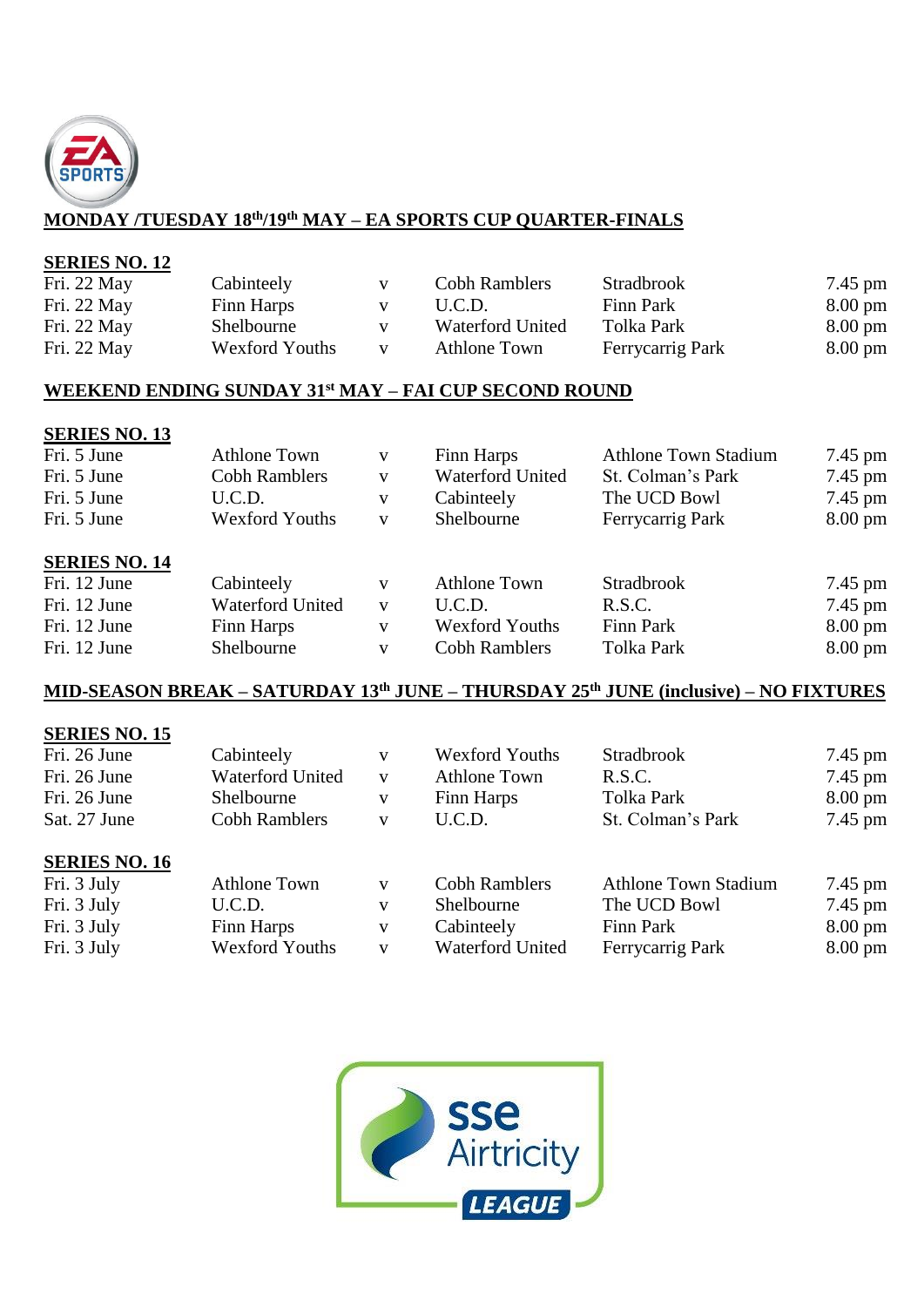**MONDAY /TUESDAY 18th/19th MAY – EA SPORTS CUP QUARTER-FINALS**

**SERIES NO. 12**

| | | | | | |
|---|---|---|---|---|---|
| Fri. 22 May | Cabinteely | v | Cobh Ramblers | Stradbrook | 7.45 pm |
| Fri. 22 May | Finn Harps | v | U.C.D. | Finn Park | 8.00 pm |
| Fri. 22 May | Shelbourne | v | Waterford United | Tolka Park | 8.00 pm |
| Fri. 22 May | Wexford Youths | v | Athlone Town | Ferrycarrig Park | 8.00 pm |

**WEEKEND ENDING SUNDAY 31st MAY – FAI CUP SECOND ROUND**

**SERIES NO. 13**

| | | | | | |
|---|---|---|---|---|---|
| Fri. 5 June | Athlone Town | v | Finn Harps | Athlone Town Stadium | 7.45 pm |
| Fri. 5 June | Cobh Ramblers | v | Waterford United | St. Colman's Park | 7.45 pm |
| Fri. 5 June | U.C.D. | v | Cabinteely | The UCD Bowl | 7.45 pm |
| Fri. 5 June | Wexford Youths | v | Shelbourne | Ferrycarrig Park | 8.00 pm |

**SERIES NO. 14**

| | | | | | |
|---|---|---|---|---|---|
| Fri. 12 June | Cabinteely | v | Athlone Town | Stradbrook | 7.45 pm |
| Fri. 12 June | Waterford United | v | U.C.D. | R.S.C. | 7.45 pm |
| Fri. 12 June | Finn Harps | v | Wexford Youths | Finn Park | 8.00 pm |
| Fri. 12 June | Shelbourne | v | Cobh Ramblers | Tolka Park | 8.00 pm |

**MID-SEASON BREAK – SATURDAY 13th JUNE – THURSDAY 25th JUNE (inclusive) – NO FIXTURES**

**SERIES NO. 15**

| | | | | | |
|---|---|---|---|---|---|
| Fri. 26 June | Cabinteely | v | Wexford Youths | Stradbrook | 7.45 pm |
| Fri. 26 June | Waterford United | v | Athlone Town | R.S.C. | 7.45 pm |
| Fri. 26 June | Shelbourne | v | Finn Harps | Tolka Park | 8.00 pm |
| Sat. 27 June | Cobh Ramblers | v | U.C.D. | St. Colman's Park | 7.45 pm |

**SERIES NO. 16**

| | | | | | |
|---|---|---|---|---|---|
| Fri. 3 July | Athlone Town | v | Cobh Ramblers | Athlone Town Stadium | 7.45 pm |
| Fri. 3 July | U.C.D. | v | Shelbourne | The UCD Bowl | 7.45 pm |
| Fri. 3 July | Finn Harps | v | Cabinteely | Finn Park | 8.00 pm |
| Fri. 3 July | Wexford Youths | v | Waterford United | Ferrycarrig Park | 8.00 pm |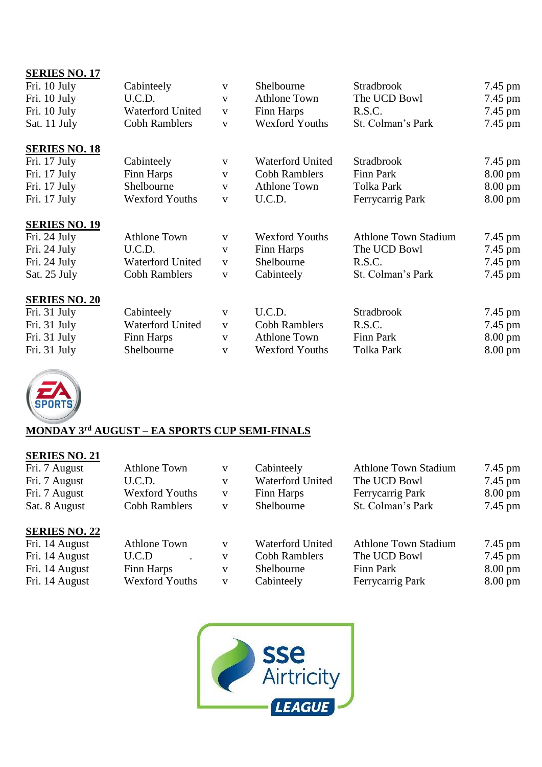**SERIES NO. 17**

| | | | | | |
|---|---|---|---|---|---|
| Fri. 10 July | Cabinteely | v | Shelbourne | Stradbrook | 7.45 pm |
| Fri. 10 July | U.C.D. | v | Athlone Town | The UCD Bowl | 7.45 pm |
| Fri. 10 July | Waterford United | v | Finn Harps | R.S.C. | 7.45 pm |
| Sat. 11 July | Cobh Ramblers | v | Wexford Youths | St. Colman's Park | 7.45 pm |

**SERIES NO. 18**

| | | | | | |
|---|---|---|---|---|---|
| Fri. 17 July | Cabinteely | v | Waterford United | Stradbrook | 7.45 pm |
| Fri. 17 July | Finn Harps | v | Cobh Ramblers | Finn Park | 8.00 pm |
| Fri. 17 July | Shelbourne | v | Athlone Town | Tolka Park | 8.00 pm |
| Fri. 17 July | Wexford Youths | v | U.C.D. | Ferrycarrig Park | 8.00 pm |

**SERIES NO. 19**

| | | | | | |
|---|---|---|---|---|---|
| Fri. 24 July | Athlone Town | v | Wexford Youths | Athlone Town Stadium | 7.45 pm |
| Fri. 24 July | U.C.D. | v | Finn Harps | The UCD Bowl | 7.45 pm |
| Fri. 24 July | Waterford United | v | Shelbourne | R.S.C. | 7.45 pm |
| Sat. 25 July | Cobh Ramblers | v | Cabinteely | St. Colman's Park | 7.45 pm |

**SERIES NO. 20**

| | | | | | |
|---|---|---|---|---|---|
| Fri. 31 July | Cabinteely | v | U.C.D. | Stradbrook | 7.45 pm |
| Fri. 31 July | Waterford United | v | Cobh Ramblers | R.S.C. | 7.45 pm |
| Fri. 31 July | Finn Harps | v | Athlone Town | Finn Park | 8.00 pm |
| Fri. 31 July | Shelbourne | v | Wexford Youths | Tolka Park | 8.00 pm |

**MONDAY 3rd AUGUST – EA SPORTS CUP SEMI-FINALS**

**SERIES NO. 21**

| | | | | | |
|---|---|---|---|---|---|
| Fri. 7 August | Athlone Town | v | Cabinteely | Athlone Town Stadium | 7.45 pm |
| Fri. 7 August | U.C.D. | v | Waterford United | The UCD Bowl | 7.45 pm |
| Fri. 7 August | Wexford Youths | v | Finn Harps | Ferrycarrig Park | 8.00 pm |
| Sat. 8 August | Cobh Ramblers | v | Shelbourne | St. Colman's Park | 7.45 pm |

**SERIES NO. 22**

| | | | | | |
|---|---|---|---|---|---|
| Fri. 14 August | Athlone Town | v | Waterford United | Athlone Town Stadium | 7.45 pm |
| Fri. 14 August | U.C.D | v | Cobh Ramblers | The UCD Bowl | 7.45 pm |
| Fri. 14 August | Finn Harps | v | Shelbourne | Finn Park | 8.00 pm |
| Fri. 14 August | Wexford Youths | v | Cabinteely | Ferrycarrig Park | 8.00 pm |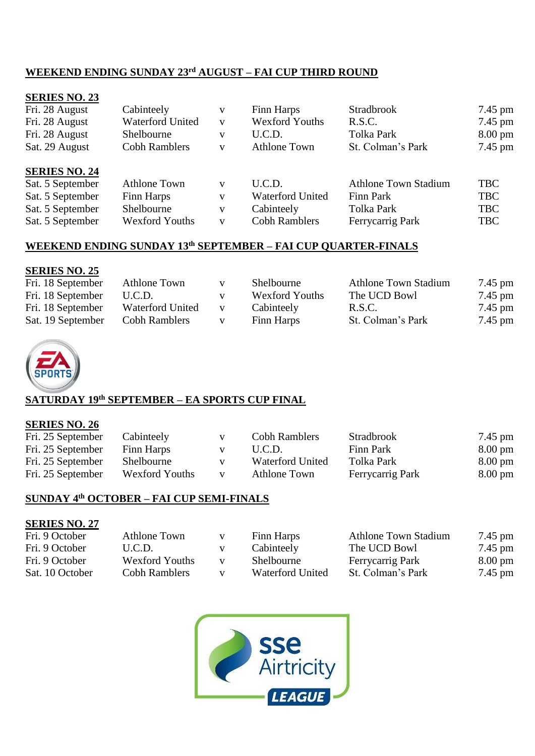**WEEKEND ENDING SUNDAY 23rd AUGUST – FAI CUP THIRD ROUND**

**SERIES NO. 23**

| | | | | | |
|---|---|---|---|---|---|
| Fri. 28 August | Cabinteely | v | Finn Harps | Stradbrook | 7.45 pm |
| Fri. 28 August | Waterford United | v | Wexford Youths | R.S.C. | 7.45 pm |
| Fri. 28 August | Shelbourne | v | U.C.D. | Tolka Park | 8.00 pm |
| Sat. 29 August | Cobh Ramblers | v | Athlone Town | St. Colman's Park | 7.45 pm |

**SERIES NO. 24**

| | | | | | |
|---|---|---|---|---|---|
| Sat. 5 September | Athlone Town | v | U.C.D. | Athlone Town Stadium | TBC |
| Sat. 5 September | Finn Harps | v | Waterford United | Finn Park | TBC |
| Sat. 5 September | Shelbourne | v | Cabinteely | Tolka Park | TBC |
| Sat. 5 September | Wexford Youths | v | Cobh Ramblers | Ferrycarrig Park | TBC |

**WEEKEND ENDING SUNDAY 13th SEPTEMBER – FAI CUP QUARTER-FINALS**

**SERIES NO. 25**

| | | | | | |
|---|---|---|---|---|---|
| Fri. 18 September | Athlone Town | v | Shelbourne | Athlone Town Stadium | 7.45 pm |
| Fri. 18 September | U.C.D. | v | Wexford Youths | The UCD Bowl | 7.45 pm |
| Fri. 18 September | Waterford United | v | Cabinteely | R.S.C. | 7.45 pm |
| Sat. 19 September | Cobh Ramblers | v | Finn Harps | St. Colman's Park | 7.45 pm |

**SATURDAY 19th SEPTEMBER – EA SPORTS CUP FINAL**

**SERIES NO. 26**

| | | | | | |
|---|---|---|---|---|---|
| Fri. 25 September | Cabinteely | v | Cobh Ramblers | Stradbrook | 7.45 pm |
| Fri. 25 September | Finn Harps | v | U.C.D. | Finn Park | 8.00 pm |
| Fri. 25 September | Shelbourne | v | Waterford United | Tolka Park | 8.00 pm |
| Fri. 25 September | Wexford Youths | v | Athlone Town | Ferrycarrig Park | 8.00 pm |

**SUNDAY 4th OCTOBER – FAI CUP SEMI-FINALS**

**SERIES NO. 27**

| | | | | | |
|---|---|---|---|---|---|
| Fri. 9 October | Athlone Town | v | Finn Harps | Athlone Town Stadium | 7.45 pm |
| Fri. 9 October | U.C.D. | v | Cabinteely | The UCD Bowl | 7.45 pm |
| Fri. 9 October | Wexford Youths | v | Shelbourne | Ferrycarrig Park | 8.00 pm |
| Sat. 10 October | Cobh Ramblers | v | Waterford United | St. Colman's Park | 7.45 pm |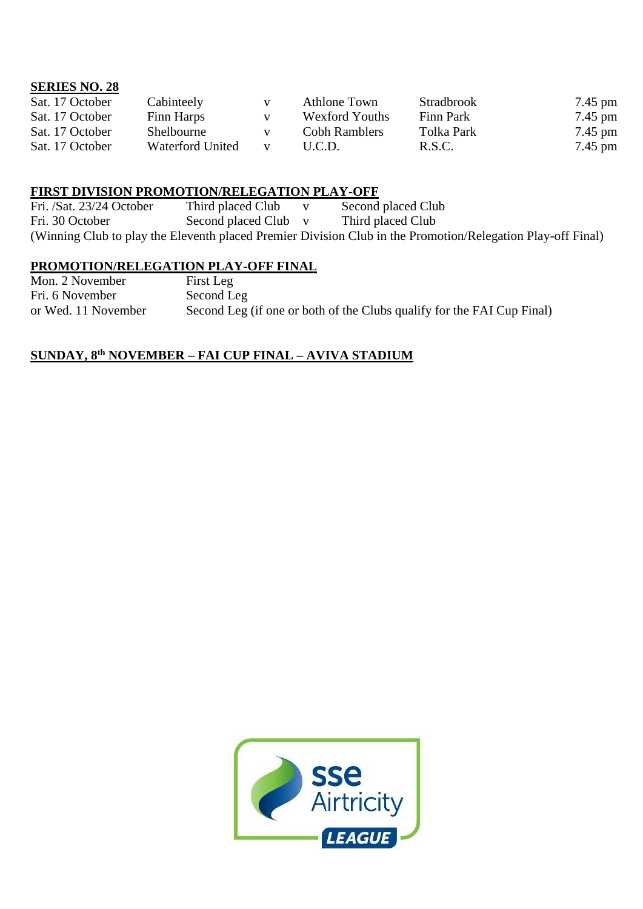**SERIES NO. 28**

| | | | | | |
|---|---|---|---|---|---|
| Sat. 17 October | Cabinteely | v | Athlone Town | Stradbrook | 7.45 pm |
| Sat. 17 October | Finn Harps | v | Wexford Youths | Finn Park | 7.45 pm |
| Sat. 17 October | Shelbourne | v | Cobh Ramblers | Tolka Park | 7.45 pm |
| Sat. 17 October | Waterford United | v | U.C.D. | R.S.C. | 7.45 pm |

**FIRST DIVISION PROMOTION/RELEGATION PLAY-OFF**

| | | | |
|---|---|---|---|
| Fri. /Sat. 23/24 October | Third placed Club | v | Second placed Club |
| Fri. 30 October | Second placed Club | v | Third placed Club |

(Winning Club to play the Eleventh placed Premier Division Club in the Promotion/Relegation Play-off Final)

**PROMOTION/RELEGATION PLAY-OFF FINAL**

| | |
|---|---|
| Mon. 2 November | First Leg |
| Fri. 6 November | Second Leg |
| or Wed. 11 November | Second Leg (if one or both of the Clubs qualify for the FAI Cup Final) |

**SUNDAY, 8th NOVEMBER – FAI CUP FINAL – AVIVA STADIUM**

sse Airtricity LEAGUE